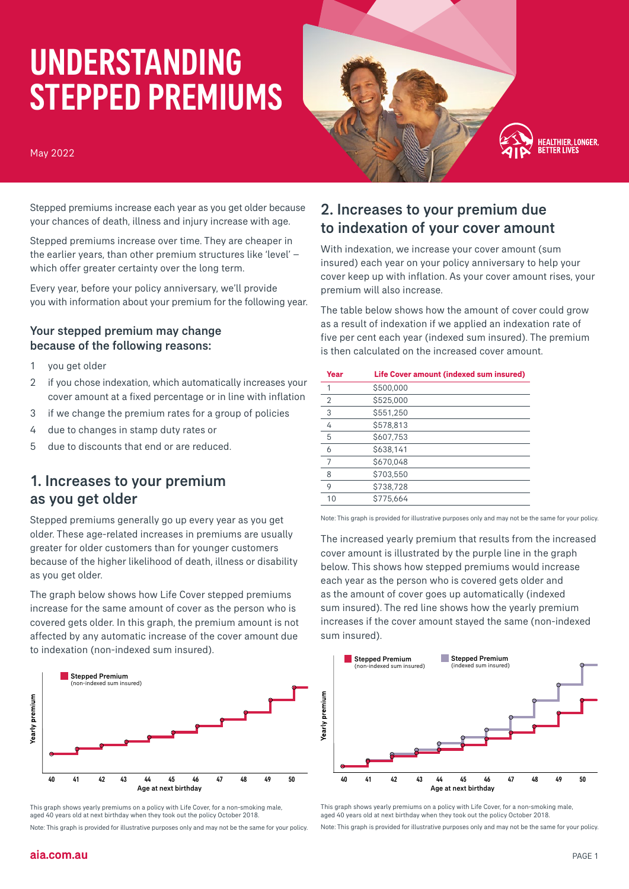# UNDERSTANDING STEPPED PREMIUMS

May 2022

HEALTHIER, LONGER, BETTER LIVES

Stepped premiums increase each year as you get older because your chances of death, illness and injury increase with age.

Stepped premiums increase over time. They are cheaper in the earlier years, than other premium structures like 'level' – which offer greater certainty over the long term.

Every year, before your policy anniversary, we'll provide you with information about your premium for the following year.

### Your stepped premium may change because of the following reasons:

1. you get older
2. if you chose indexation, which automatically increases your cover amount at a fixed percentage or in line with inflation
3. if we change the premium rates for a group of policies
4. due to changes in stamp duty rates or
5. due to discounts that end or are reduced.

## 1. Increases to your premium as you get older

Stepped premiums generally go up every year as you get older. These age-related increases in premiums are usually greater for older customers than for younger customers because of the higher likelihood of death, illness or disability as you get older.

The graph below shows how Life Cover stepped premiums increase for the same amount of cover as the person who is covered gets older. In this graph, the premium amount is not affected by any automatic increase of the cover amount due to indexation (non-indexed sum insured).

Stepped Premium (non-indexed sum insured)

Yearly premium

40 41 42 43 44 45 46 47 48 49 50

Age at next birthday

This graph shows yearly premiums on a policy with Life Cover, for a non-smoking male, aged 40 years old at next birthday when they took out the policy October 2018.

Note: This graph is provided for illustrative purposes only and may not be the same for your policy.

## 2. Increases to your premium due to indexation of your cover amount

With indexation, we increase your cover amount (sum insured) each year on your policy anniversary to help your cover keep up with inflation. As your cover amount rises, your premium will also increase.

The table below shows how the amount of cover could grow as a result of indexation if we applied an indexation rate of five per cent each year (indexed sum insured). The premium is then calculated on the increased cover amount.

| Year | Life Cover amount (indexed sum insured) |
|---|---|
| 1 | $500,000 |
| 2 | $525,000 |
| 3 | $551,250 |
| 4 | $578,813 |
| 5 | $607,753 |
| 6 | $638,141 |
| 7 | $670,048 |
| 8 | $703,550 |
| 9 | $738,728 |
| 10 | $775,664 |

Note: This graph is provided for illustrative purposes only and may not be the same for your policy.

The increased yearly premium that results from the increased cover amount is illustrated by the purple line in the graph below. This shows how stepped premiums would increase each year as the person who is covered gets older and as the amount of cover goes up automatically (indexed sum insured). The red line shows how the yearly premium increases if the cover amount stayed the same (non-indexed sum insured).

Stepped Premium (non-indexed sum insured) | Stepped Premium (indexed sum insured)

Yearly premium

40 41 42 43 44 45 46 47 48 49 50

Age at next birthday

This graph shows yearly premiums on a policy with Life Cover, for a non-smoking male, aged 40 years old at next birthday when they took out the policy October 2018.

Note: This graph is provided for illustrative purposes only and may not be the same for your policy.

aia.com.au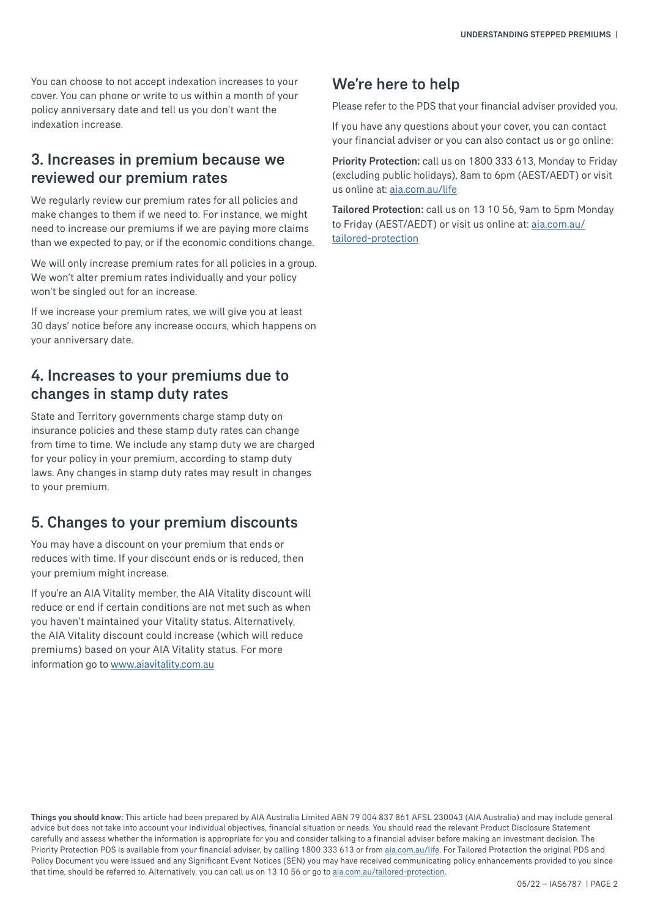You can choose to not accept indexation increases to your cover. You can phone or write to us within a month of your policy anniversary date and tell us you don't want the indexation increase.

## 3. Increases in premium because we reviewed our premium rates

We regularly review our premium rates for all policies and make changes to them if we need to. For instance, we might need to increase our premiums if we are paying more claims than we expected to pay, or if the economic conditions change.

We will only increase premium rates for all policies in a group. We won't alter premium rates individually and your policy won't be singled out for an increase.

If we increase your premium rates, we will give you at least 30 days' notice before any increase occurs, which happens on your anniversary date.

## 4. Increases to your premiums due to changes in stamp duty rates

State and Territory governments charge stamp duty on insurance policies and these stamp duty rates can change from time to time. We include any stamp duty we are charged for your policy in your premium, according to stamp duty laws. Any changes in stamp duty rates may result in changes to your premium.

## 5. Changes to your premium discounts

You may have a discount on your premium that ends or reduces with time. If your discount ends or is reduced, then your premium might increase.

If you're an AIA Vitality member, the AIA Vitality discount will reduce or end if certain conditions are not met such as when you haven't maintained your Vitality status. Alternatively, the AIA Vitality discount could increase (which will reduce premiums) based on your AIA Vitality status. For more information go to www.aiavitality.com.au

## We're here to help

Please refer to the PDS that your financial adviser provided you.

If you have any questions about your cover, you can contact your financial adviser or you can also contact us or go online:

**Priority Protection:** call us on 1800 333 613, Monday to Friday (excluding public holidays), 8am to 6pm (AEST/AEDT) or visit us online at: aia.com.au/life

**Tailored Protection:** call us on 13 10 56, 9am to 5pm Monday to Friday (AEST/AEDT) or visit us online at: aia.com.au/tailored-protection

**Things you should know:** This article had been prepared by AIA Australia Limited ABN 79 004 837 861 AFSL 230043 (AIA Australia) and may include general advice but does not take into account your individual objectives, financial situation or needs. You should read the relevant Product Disclosure Statement carefully and assess whether the information is appropriate for you and consider talking to a financial adviser before making an investment decision. The Priority Protection PDS is available from your financial adviser, by calling 1800 333 613 or from aia.com.au/life. For Tailored Protection the original PDS and Policy Document you were issued and any Significant Event Notices (SEN) you may have received communicating policy enhancements provided to you since that time, should be referred to. Alternatively, you can call us on 13 10 56 or go to aia.com.au/tailored-protection.

05/22 – IAS6787